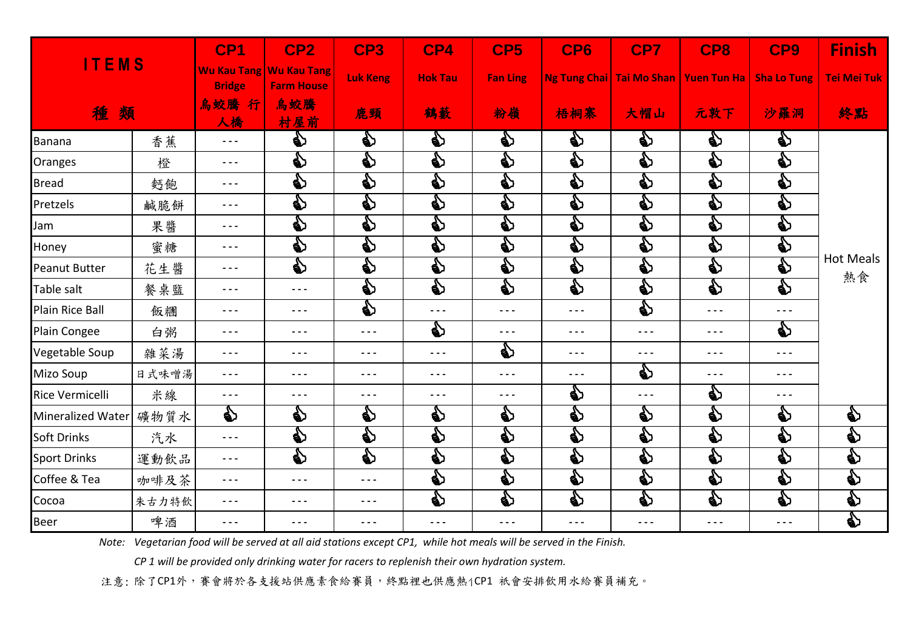| ITEMS 種類 | | CP1 Wu Kau Tang Bridge 烏蛟騰 行人橋 | CP2 Wu Kau Tang Farm House 烏蛟騰 村屋前 | CP3 Luk Keng 鹿頸 | CP4 Hok Tau 鶴藪 | CP5 Fan Ling 粉嶺 | CP6 Ng Tung Chai 梧桐寨 | CP7 Tai Mo Shan 大帽山 | CP8 Yuen Tun Ha 元敦下 | CP9 Sha Lo Tung 沙羅洞 | Finish Tei Mei Tuk 終點 |
|---|---|---|---|---|---|---|---|---|---|---|---|
| Banana | 香蕉 | --- | 👍 | 👍 | 👍 | 👍 | 👍 | 👍 | 👍 | 👍 | Hot Meals 熱食 |
| Oranges | 橙 | --- | 👍 | 👍 | 👍 | 👍 | 👍 | 👍 | 👍 | 👍 | |
| Bread | 麪飽 | --- | 👍 | 👍 | 👍 | 👍 | 👍 | 👍 | 👍 | 👍 | |
| Pretzels | 鹹脆餅 | --- | 👍 | 👍 | 👍 | 👍 | 👍 | 👍 | 👍 | 👍 | |
| Jam | 果醬 | --- | 👍 | 👍 | 👍 | 👍 | 👍 | 👍 | 👍 | 👍 | |
| Honey | 蜜糖 | --- | 👍 | 👍 | 👍 | 👍 | 👍 | 👍 | 👍 | 👍 | |
| Peanut Butter | 花生醬 | --- | 👍 | 👍 | 👍 | 👍 | 👍 | 👍 | 👍 | 👍 | |
| Table salt | 餐桌鹽 | --- | --- | 👍 | 👍 | 👍 | 👍 | 👍 | 👍 | 👍 | |
| Plain Rice Ball | 飯糰 | --- | --- | 👍 | --- | --- | --- | 👍 | --- | --- | |
| Plain Congee | 白粥 | --- | --- | --- | 👍 | --- | --- | --- | --- | 👍 | |
| Vegetable Soup | 雜菜湯 | --- | --- | --- | --- | 👍 | --- | --- | --- | --- | |
| Mizo Soup | 日式味噌湯 | --- | --- | --- | --- | --- | --- | 👍 | --- | --- | |
| Rice Vermicelli | 米線 | --- | --- | --- | --- | --- | 👍 | --- | 👍 | --- | |
| Mineralized Water | 礦物質水 | 👍 | 👍 | 👍 | 👍 | 👍 | 👍 | 👍 | 👍 | 👍 | 👍 |
| Soft Drinks | 汽水 | --- | 👍 | 👍 | 👍 | 👍 | 👍 | 👍 | 👍 | 👍 | 👍 |
| Sport Drinks | 運動飲品 | --- | 👍 | 👍 | 👍 | 👍 | 👍 | 👍 | 👍 | 👍 | 👍 |
| Coffee & Tea | 咖啡及茶 | --- | --- | --- | 👍 | 👍 | 👍 | 👍 | 👍 | 👍 | 👍 |
| Cocoa | 朱古力特飲 | --- | --- | --- | 👍 | 👍 | 👍 | 👍 | 👍 | 👍 | 👍 |
| Beer | 啤酒 | --- | --- | --- | --- | --- | --- | --- | --- | --- | 👍 |

*Note: Vegetarian food will be served at all aid stations except CP1, while hot meals will be served in the Finish.*

*CP 1 will be provided only drinking water for racers to replenish their own hydration system.*

注意: 除了CP1外，賽會將於各支援站供應素食給賽員，終點裡也供應熱食。CP1 祇會安排飲用水給賽員補充。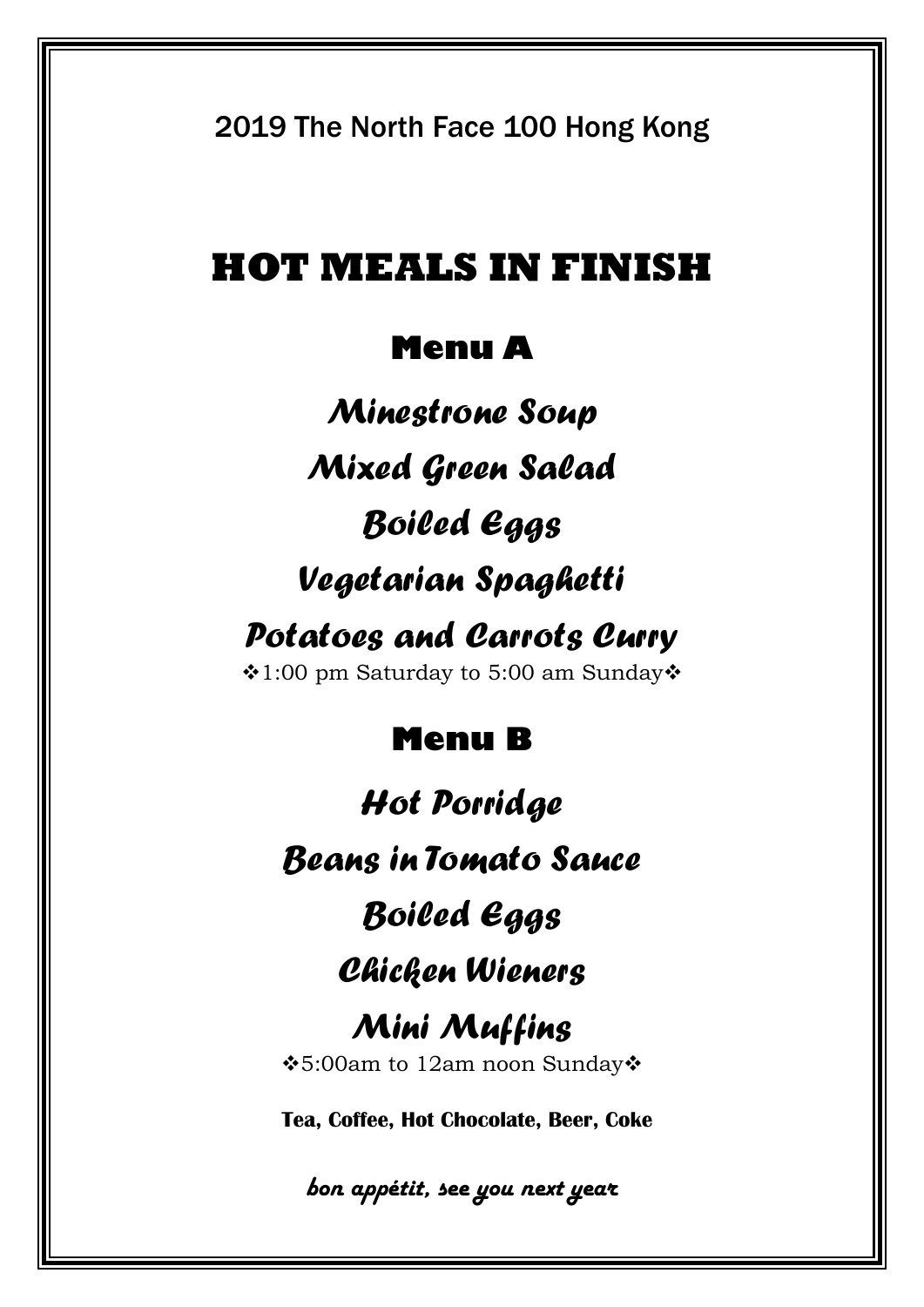2019 The North Face 100 Hong Kong

# HOT MEALS IN FINISH

## Menu A

*Minestrone Soup*

*Mixed Green Salad*

*Boiled Eggs*

*Vegetarian Spaghetti*

*Potatoes and Carrots Curry*

❖1:00 pm Saturday to 5:00 am Sunday❖

## Menu B

*Hot Porridge*

*Beans in Tomato Sauce*

*Boiled Eggs*

*Chicken Wieners*

*Mini Muffins*

❖5:00am to 12am noon Sunday❖

**Tea, Coffee, Hot Chocolate, Beer, Coke**

***bon appétit, see you next year***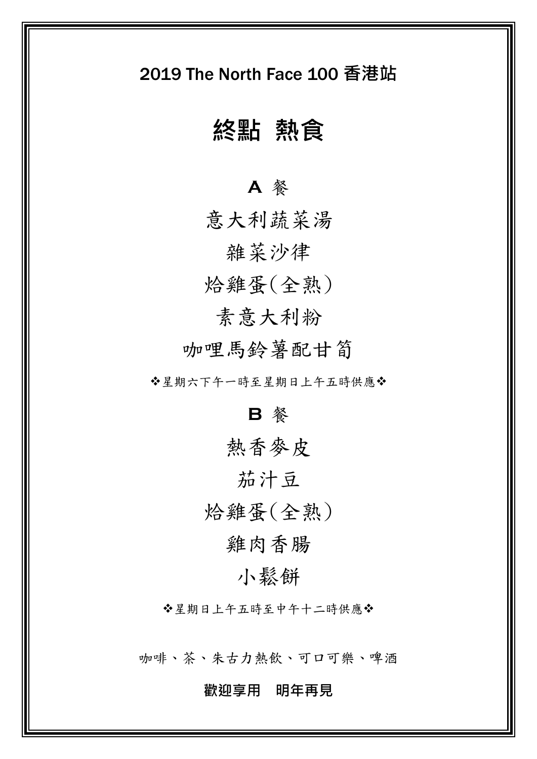2019 The North Face 100 香港站

# 終點 熱食

## A 餐

意大利蔬菜湯

雜菜沙律

烚雞蛋(全熟)

素意大利粉

咖哩馬鈴薯配甘筍

❖星期六下午一時至星期日上午五時供應❖

## B 餐

熱香麥皮

茄汁豆

烚雞蛋(全熟)

雞肉香腸

小鬆餅

❖星期日上午五時至中午十二時供應❖

咖啡、茶、朱古力熱飲、可口可樂、啤酒

**歡迎享用　明年再見**